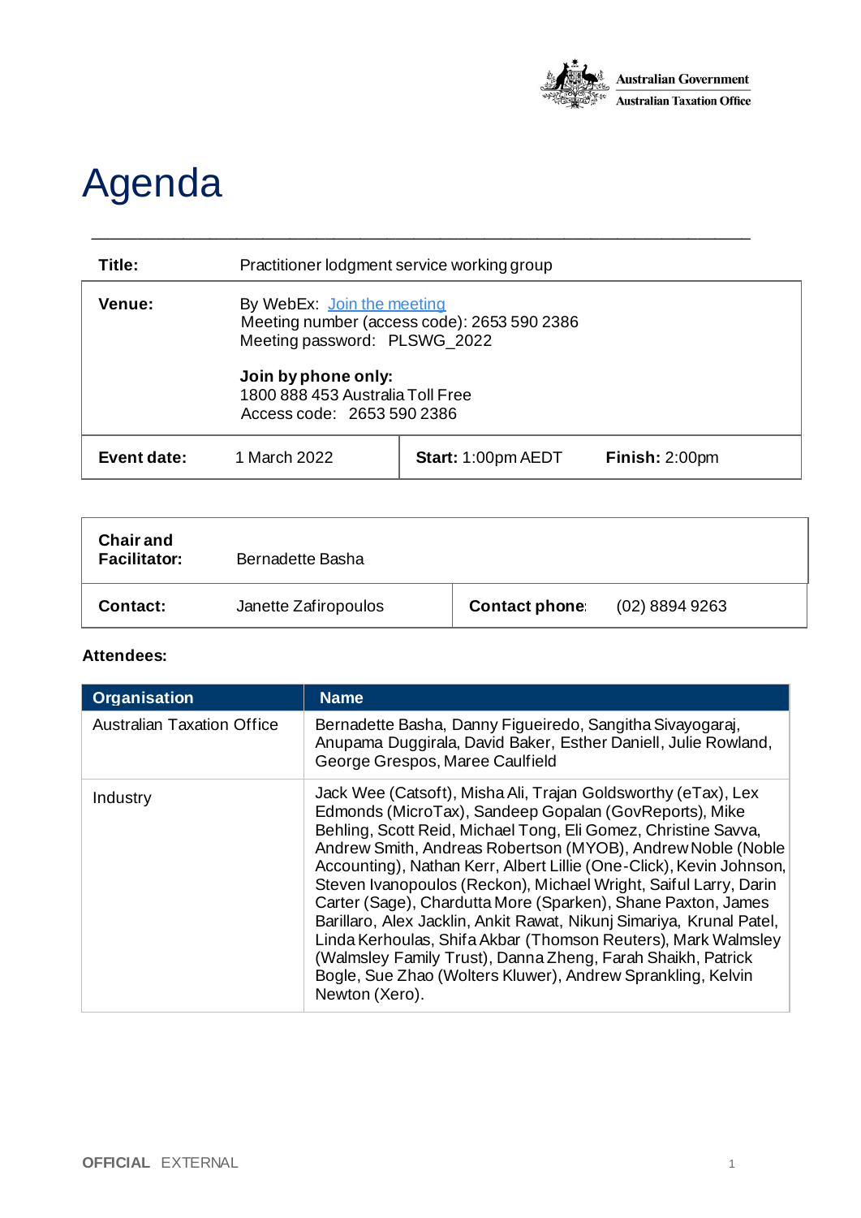Australian Government
Australian Taxation Office

# Agenda

| | | | |
|---|---|---|---|
| **Title:** | Practitioner lodgment service working group | | |
| **Venue:** | By WebEx: Join the meeting<br>Meeting number (access code): 2653 590 2386<br>Meeting password: PLSWG_2022<br><br>**Join by phone only:**<br>1800 888 453 Australia Toll Free<br>Access code: 2653 590 2386 | | |
| **Event date:** | 1 March 2022 | **Start:** 1:00pm AEDT | **Finish:** 2:00pm |

| | | | |
|---|---|---|---|
| **Chair and Facilitator:** | Bernadette Basha | | |
| **Contact:** | Janette Zafiropoulos | **Contact phone:** | (02) 8894 9263 |

**Attendees:**

| Organisation | Name |
|---|---|
| Australian Taxation Office | Bernadette Basha, Danny Figueiredo, Sangitha Sivayogaraj, Anupama Duggirala, David Baker, Esther Daniell, Julie Rowland, George Grespos, Maree Caulfield |
| Industry | Jack Wee (Catsoft), Misha Ali, Trajan Goldsworthy (eTax), Lex Edmonds (MicroTax), Sandeep Gopalan (GovReports), Mike Behling, Scott Reid, Michael Tong, Eli Gomez, Christine Savva, Andrew Smith, Andreas Robertson (MYOB), Andrew Noble (Noble Accounting), Nathan Kerr, Albert Lillie (One-Click), Kevin Johnson, Steven Ivanopoulos (Reckon), Michael Wright, Saiful Larry, Darin Carter (Sage), Chardutta More (Sparken), Shane Paxton, James Barillaro, Alex Jacklin, Ankit Rawat, Nikunj Simariya, Krunal Patel, Linda Kerhoulas, Shifa Akbar (Thomson Reuters), Mark Walmsley (Walmsley Family Trust), Danna Zheng, Farah Shaikh, Patrick Bogle, Sue Zhao (Wolters Kluwer), Andrew Sprankling, Kelvin Newton (Xero). |

OFFICIAL EXTERNAL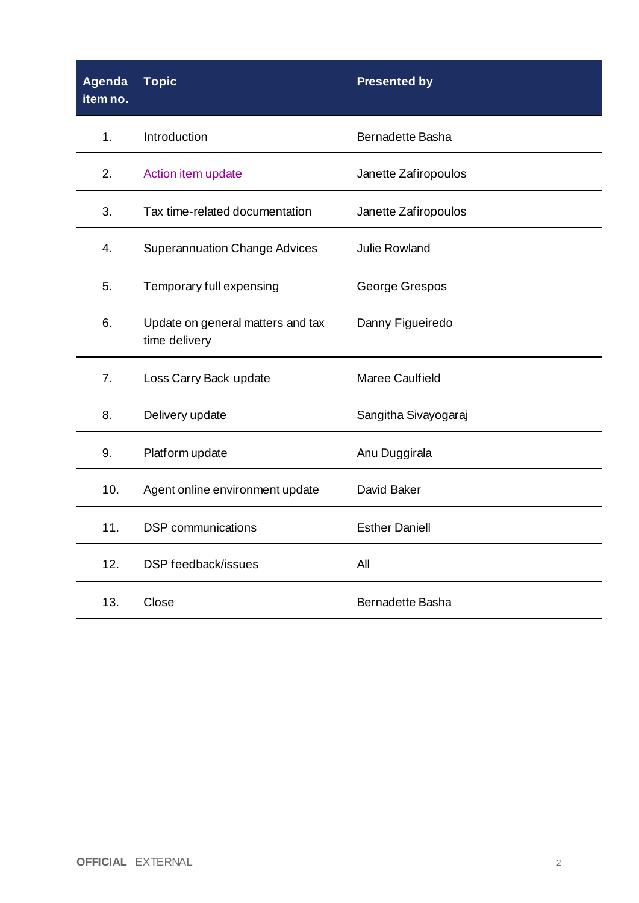| Agenda item no. | Topic | Presented by |
|---|---|---|
| 1. | Introduction | Bernadette Basha |
| 2. | Action item update | Janette Zafiropoulos |
| 3. | Tax time-related documentation | Janette Zafiropoulos |
| 4. | Superannuation Change Advices | Julie Rowland |
| 5. | Temporary full expensing | George Grespos |
| 6. | Update on general matters and tax time delivery | Danny Figueiredo |
| 7. | Loss Carry Back update | Maree Caulfield |
| 8. | Delivery update | Sangitha Sivayogaraj |
| 9. | Platform update | Anu Duggirala |
| 10. | Agent online environment update | David Baker |
| 11. | DSP communications | Esther Daniell |
| 12. | DSP feedback/issues | All |
| 13. | Close | Bernadette Basha |

OFFICIAL EXTERNAL